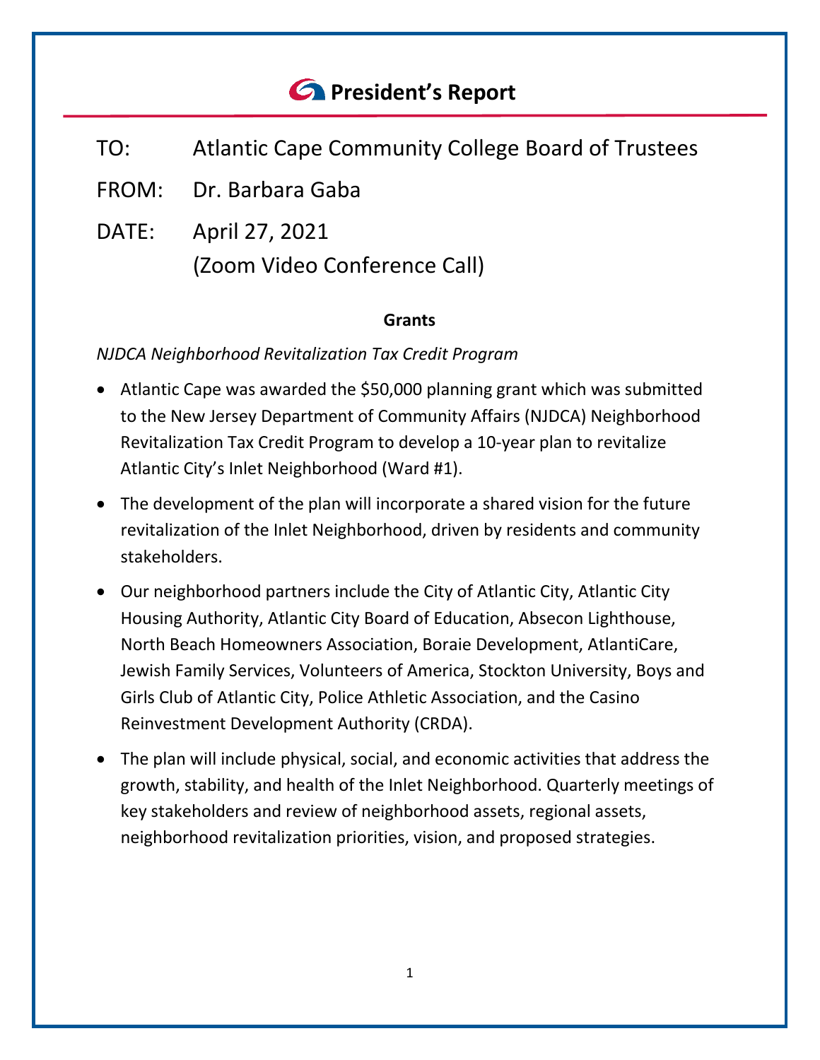# President's Report

TO: Atlantic Cape Community College Board of Trustees

FROM: Dr. Barbara Gaba

DATE: April 27, 2021
(Zoom Video Conference Call)

## Grants

*NJDCA Neighborhood Revitalization Tax Credit Program*

- Atlantic Cape was awarded the $50,000 planning grant which was submitted to the New Jersey Department of Community Affairs (NJDCA) Neighborhood Revitalization Tax Credit Program to develop a 10-year plan to revitalize Atlantic City's Inlet Neighborhood (Ward #1).
- The development of the plan will incorporate a shared vision for the future revitalization of the Inlet Neighborhood, driven by residents and community stakeholders.
- Our neighborhood partners include the City of Atlantic City, Atlantic City Housing Authority, Atlantic City Board of Education, Absecon Lighthouse, North Beach Homeowners Association, Boraie Development, AtlantiCare, Jewish Family Services, Volunteers of America, Stockton University, Boys and Girls Club of Atlantic City, Police Athletic Association, and the Casino Reinvestment Development Authority (CRDA).
- The plan will include physical, social, and economic activities that address the growth, stability, and health of the Inlet Neighborhood. Quarterly meetings of key stakeholders and review of neighborhood assets, regional assets, neighborhood revitalization priorities, vision, and proposed strategies.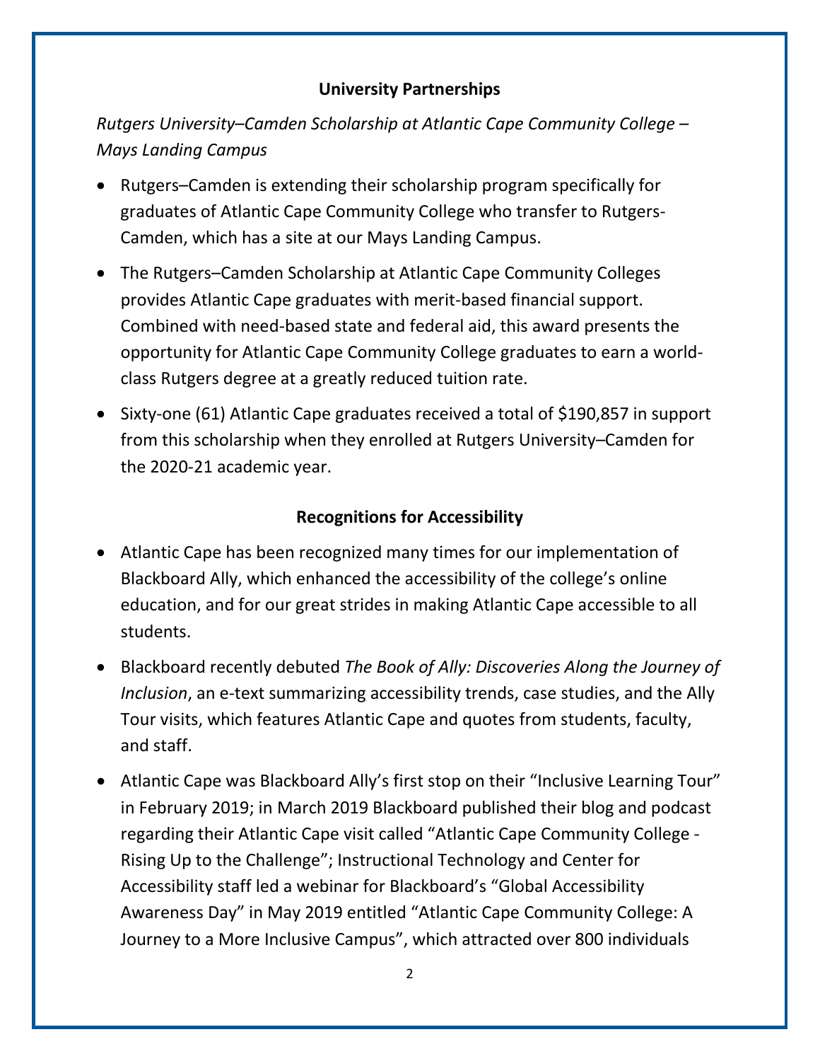## University Partnerships

*Rutgers University–Camden Scholarship at Atlantic Cape Community College – Mays Landing Campus*

- Rutgers–Camden is extending their scholarship program specifically for graduates of Atlantic Cape Community College who transfer to Rutgers-Camden, which has a site at our Mays Landing Campus.
- The Rutgers–Camden Scholarship at Atlantic Cape Community Colleges provides Atlantic Cape graduates with merit-based financial support. Combined with need-based state and federal aid, this award presents the opportunity for Atlantic Cape Community College graduates to earn a world-class Rutgers degree at a greatly reduced tuition rate.
- Sixty-one (61) Atlantic Cape graduates received a total of $190,857 in support from this scholarship when they enrolled at Rutgers University–Camden for the 2020-21 academic year.

## Recognitions for Accessibility

- Atlantic Cape has been recognized many times for our implementation of Blackboard Ally, which enhanced the accessibility of the college's online education, and for our great strides in making Atlantic Cape accessible to all students.
- Blackboard recently debuted *The Book of Ally: Discoveries Along the Journey of Inclusion*, an e-text summarizing accessibility trends, case studies, and the Ally Tour visits, which features Atlantic Cape and quotes from students, faculty, and staff.
- Atlantic Cape was Blackboard Ally's first stop on their "Inclusive Learning Tour" in February 2019; in March 2019 Blackboard published their blog and podcast regarding their Atlantic Cape visit called "Atlantic Cape Community College - Rising Up to the Challenge"; Instructional Technology and Center for Accessibility staff led a webinar for Blackboard's "Global Accessibility Awareness Day" in May 2019 entitled "Atlantic Cape Community College: A Journey to a More Inclusive Campus", which attracted over 800 individuals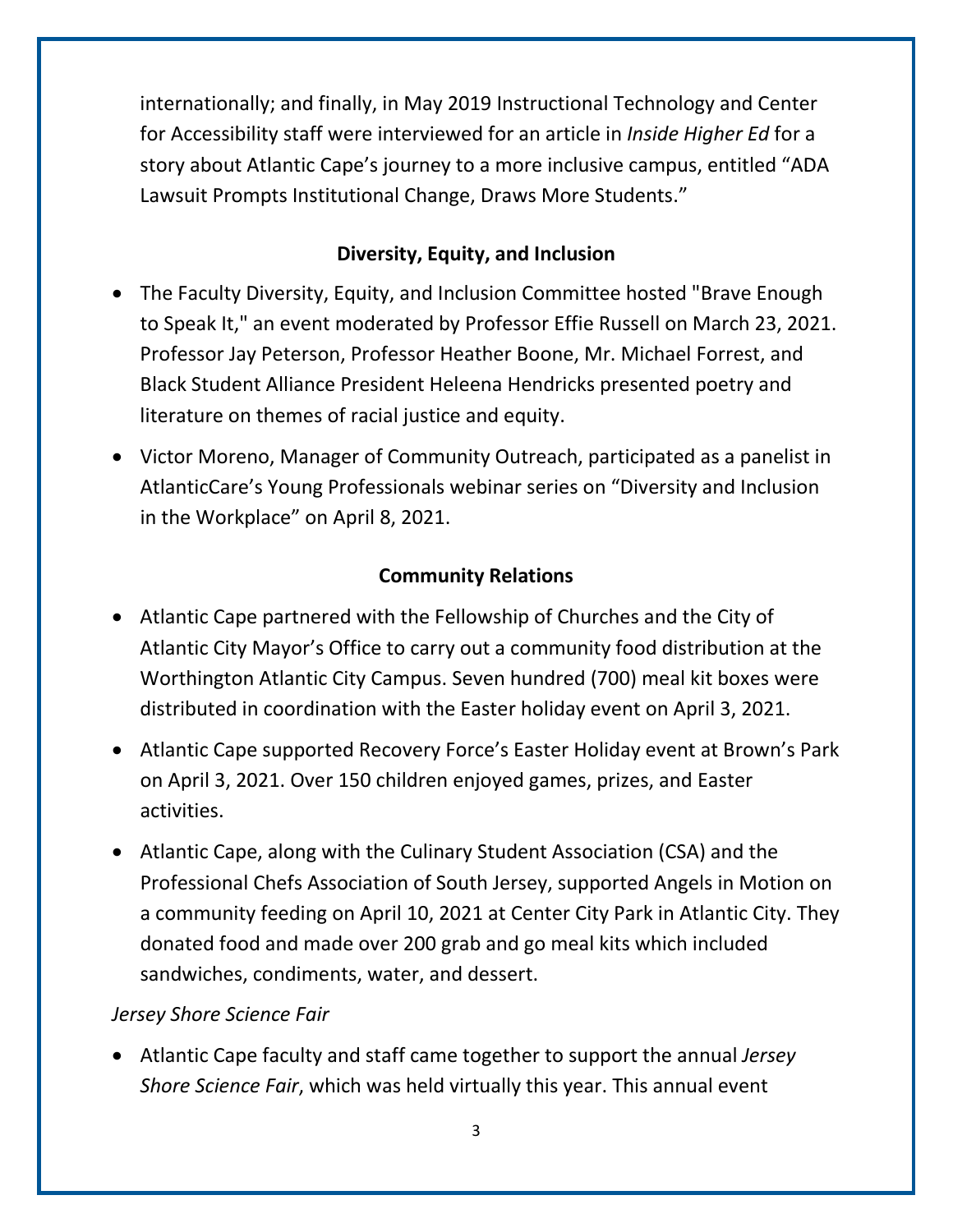internationally; and finally, in May 2019 Instructional Technology and Center for Accessibility staff were interviewed for an article in *Inside Higher Ed* for a story about Atlantic Cape's journey to a more inclusive campus, entitled "ADA Lawsuit Prompts Institutional Change, Draws More Students."

## Diversity, Equity, and Inclusion

- The Faculty Diversity, Equity, and Inclusion Committee hosted "Brave Enough to Speak It," an event moderated by Professor Effie Russell on March 23, 2021. Professor Jay Peterson, Professor Heather Boone, Mr. Michael Forrest, and Black Student Alliance President Heleena Hendricks presented poetry and literature on themes of racial justice and equity.
- Victor Moreno, Manager of Community Outreach, participated as a panelist in AtlanticCare's Young Professionals webinar series on "Diversity and Inclusion in the Workplace" on April 8, 2021.

## Community Relations

- Atlantic Cape partnered with the Fellowship of Churches and the City of Atlantic City Mayor's Office to carry out a community food distribution at the Worthington Atlantic City Campus. Seven hundred (700) meal kit boxes were distributed in coordination with the Easter holiday event on April 3, 2021.
- Atlantic Cape supported Recovery Force's Easter Holiday event at Brown's Park on April 3, 2021. Over 150 children enjoyed games, prizes, and Easter activities.
- Atlantic Cape, along with the Culinary Student Association (CSA) and the Professional Chefs Association of South Jersey, supported Angels in Motion on a community feeding on April 10, 2021 at Center City Park in Atlantic City. They donated food and made over 200 grab and go meal kits which included sandwiches, condiments, water, and dessert.

*Jersey Shore Science Fair*

- Atlantic Cape faculty and staff came together to support the annual *Jersey Shore Science Fair*, which was held virtually this year. This annual event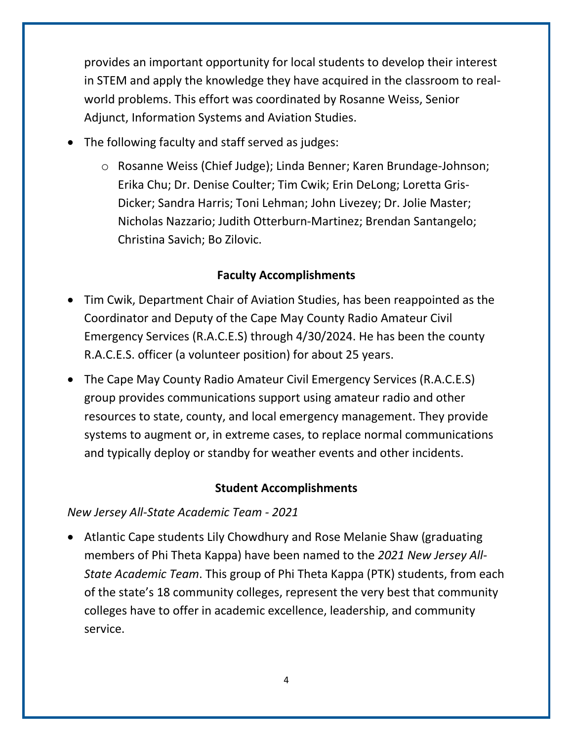provides an important opportunity for local students to develop their interest in STEM and apply the knowledge they have acquired in the classroom to real-world problems. This effort was coordinated by Rosanne Weiss, Senior Adjunct, Information Systems and Aviation Studies.

- The following faculty and staff served as judges:
  - Rosanne Weiss (Chief Judge); Linda Benner; Karen Brundage-Johnson; Erika Chu; Dr. Denise Coulter; Tim Cwik; Erin DeLong; Loretta Gris-Dicker; Sandra Harris; Toni Lehman; John Livezey; Dr. Jolie Master; Nicholas Nazzario; Judith Otterburn-Martinez; Brendan Santangelo; Christina Savich; Bo Zilovic.

## Faculty Accomplishments

- Tim Cwik, Department Chair of Aviation Studies, has been reappointed as the Coordinator and Deputy of the Cape May County Radio Amateur Civil Emergency Services (R.A.C.E.S) through 4/30/2024. He has been the county R.A.C.E.S. officer (a volunteer position) for about 25 years.
- The Cape May County Radio Amateur Civil Emergency Services (R.A.C.E.S) group provides communications support using amateur radio and other resources to state, county, and local emergency management. They provide systems to augment or, in extreme cases, to replace normal communications and typically deploy or standby for weather events and other incidents.

## Student Accomplishments

*New Jersey All-State Academic Team - 2021*

- Atlantic Cape students Lily Chowdhury and Rose Melanie Shaw (graduating members of Phi Theta Kappa) have been named to the *2021 New Jersey All-State Academic Team*. This group of Phi Theta Kappa (PTK) students, from each of the state's 18 community colleges, represent the very best that community colleges have to offer in academic excellence, leadership, and community service.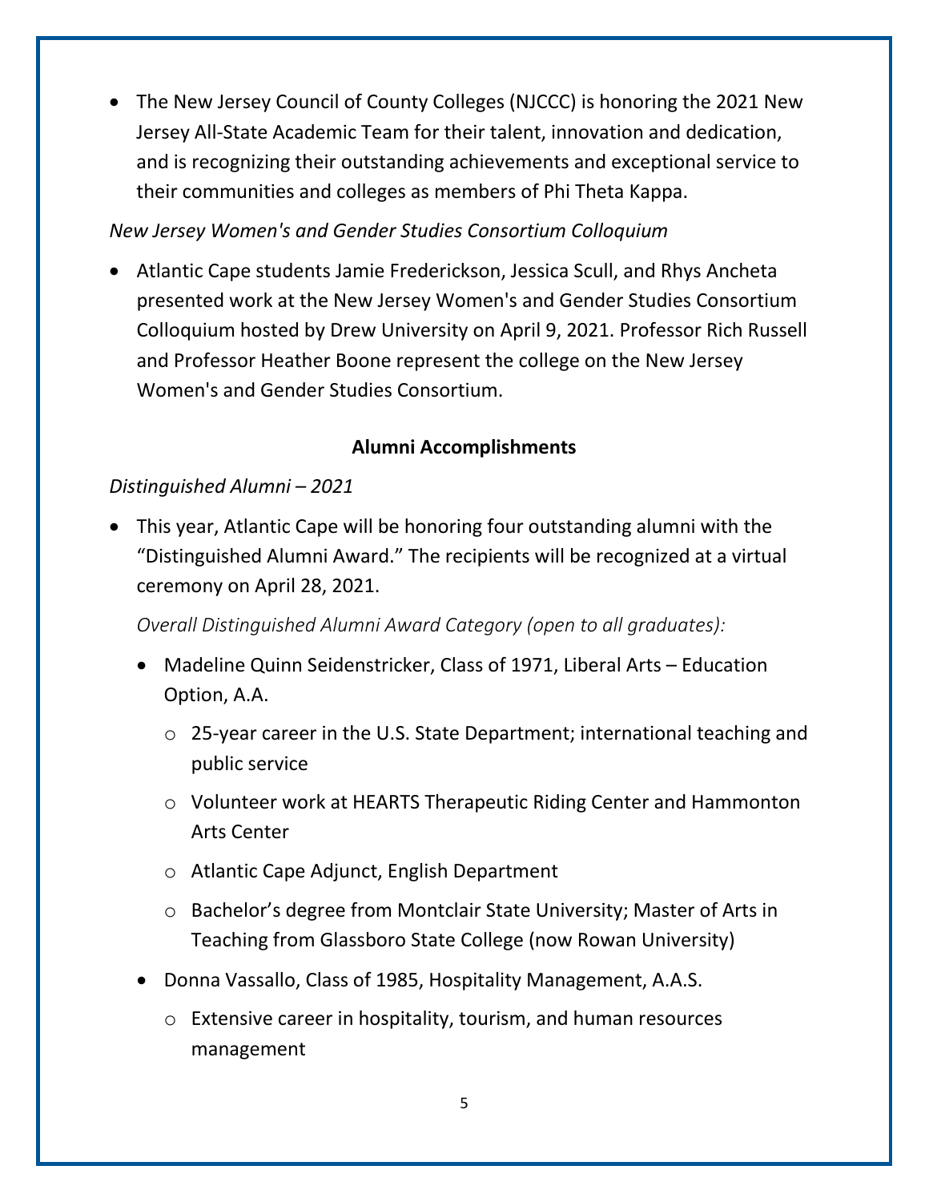- The New Jersey Council of County Colleges (NJCCC) is honoring the 2021 New Jersey All-State Academic Team for their talent, innovation and dedication, and is recognizing their outstanding achievements and exceptional service to their communities and colleges as members of Phi Theta Kappa.

*New Jersey Women's and Gender Studies Consortium Colloquium*

- Atlantic Cape students Jamie Frederickson, Jessica Scull, and Rhys Ancheta presented work at the New Jersey Women's and Gender Studies Consortium Colloquium hosted by Drew University on April 9, 2021. Professor Rich Russell and Professor Heather Boone represent the college on the New Jersey Women's and Gender Studies Consortium.

## Alumni Accomplishments

*Distinguished Alumni – 2021*

- This year, Atlantic Cape will be honoring four outstanding alumni with the "Distinguished Alumni Award." The recipients will be recognized at a virtual ceremony on April 28, 2021.

  *Overall Distinguished Alumni Award Category (open to all graduates):*

  - Madeline Quinn Seidenstricker, Class of 1971, Liberal Arts – Education Option, A.A.
    - 25-year career in the U.S. State Department; international teaching and public service
    - Volunteer work at HEARTS Therapeutic Riding Center and Hammonton Arts Center
    - Atlantic Cape Adjunct, English Department
    - Bachelor's degree from Montclair State University; Master of Arts in Teaching from Glassboro State College (now Rowan University)
  - Donna Vassallo, Class of 1985, Hospitality Management, A.A.S.
    - Extensive career in hospitality, tourism, and human resources management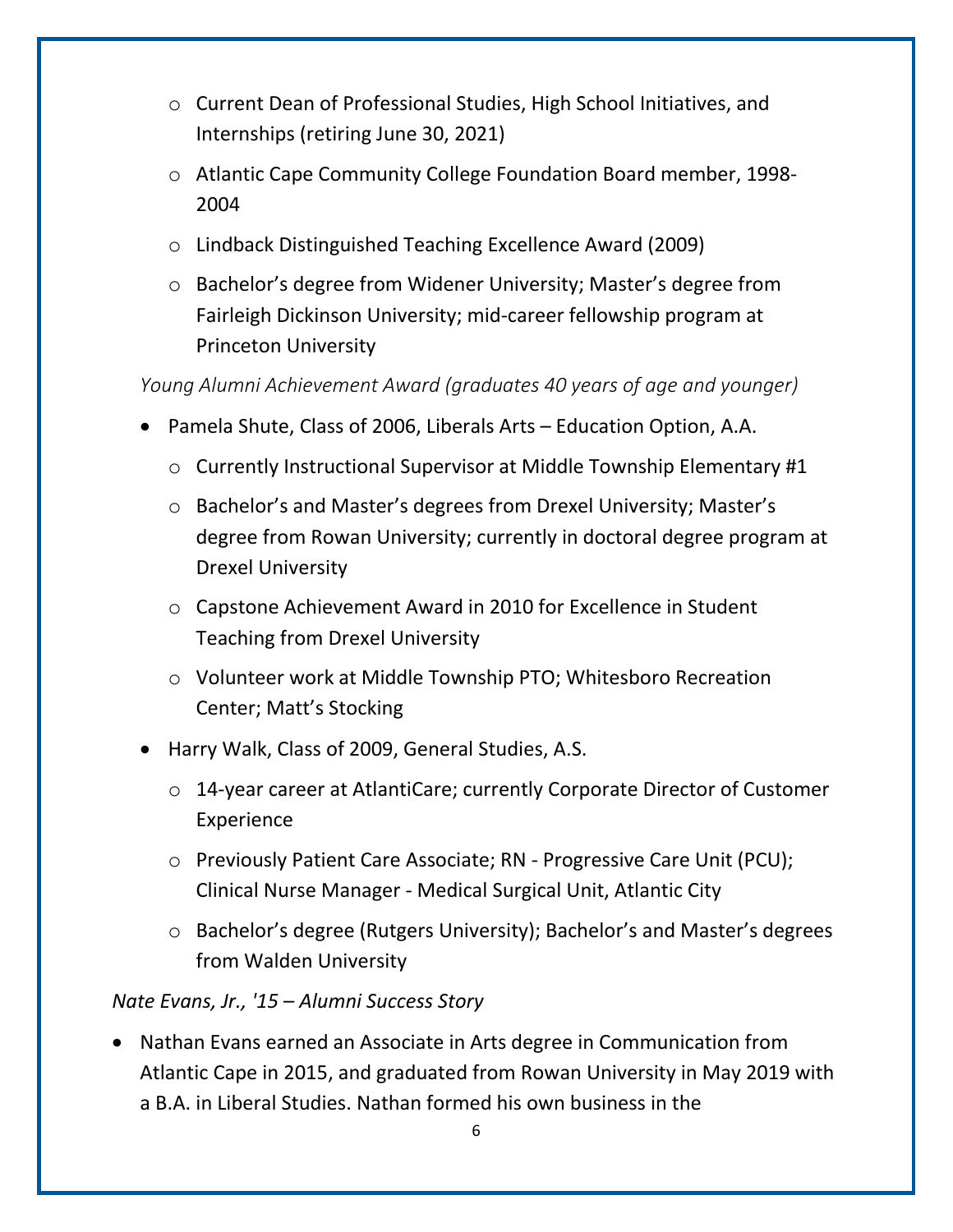- Current Dean of Professional Studies, High School Initiatives, and Internships (retiring June 30, 2021)
  - Atlantic Cape Community College Foundation Board member, 1998-2004
  - Lindback Distinguished Teaching Excellence Award (2009)
  - Bachelor's degree from Widener University; Master's degree from Fairleigh Dickinson University; mid-career fellowship program at Princeton University

*Young Alumni Achievement Award (graduates 40 years of age and younger)*

- Pamela Shute, Class of 2006, Liberals Arts – Education Option, A.A.
  - Currently Instructional Supervisor at Middle Township Elementary #1
  - Bachelor's and Master's degrees from Drexel University; Master's degree from Rowan University; currently in doctoral degree program at Drexel University
  - Capstone Achievement Award in 2010 for Excellence in Student Teaching from Drexel University
  - Volunteer work at Middle Township PTO; Whitesboro Recreation Center; Matt's Stocking
- Harry Walk, Class of 2009, General Studies, A.S.
  - 14-year career at AtlantiCare; currently Corporate Director of Customer Experience
  - Previously Patient Care Associate; RN - Progressive Care Unit (PCU); Clinical Nurse Manager - Medical Surgical Unit, Atlantic City
  - Bachelor's degree (Rutgers University); Bachelor's and Master's degrees from Walden University

*Nate Evans, Jr., '15 – Alumni Success Story*

- Nathan Evans earned an Associate in Arts degree in Communication from Atlantic Cape in 2015, and graduated from Rowan University in May 2019 with a B.A. in Liberal Studies. Nathan formed his own business in the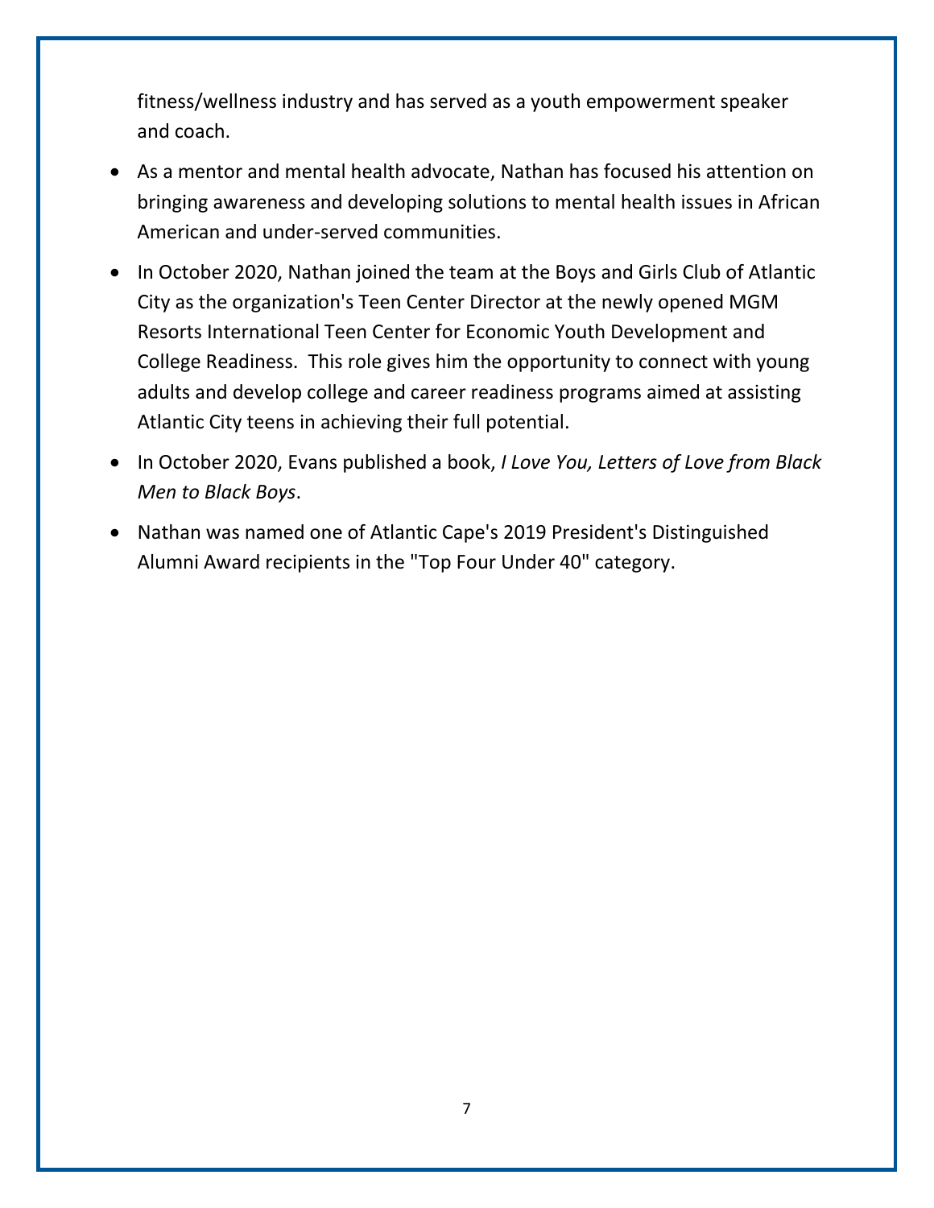fitness/wellness industry and has served as a youth empowerment speaker and coach.

- As a mentor and mental health advocate, Nathan has focused his attention on bringing awareness and developing solutions to mental health issues in African American and under-served communities.
- In October 2020, Nathan joined the team at the Boys and Girls Club of Atlantic City as the organization's Teen Center Director at the newly opened MGM Resorts International Teen Center for Economic Youth Development and College Readiness. This role gives him the opportunity to connect with young adults and develop college and career readiness programs aimed at assisting Atlantic City teens in achieving their full potential.
- In October 2020, Evans published a book, *I Love You, Letters of Love from Black Men to Black Boys*.
- Nathan was named one of Atlantic Cape's 2019 President's Distinguished Alumni Award recipients in the "Top Four Under 40" category.